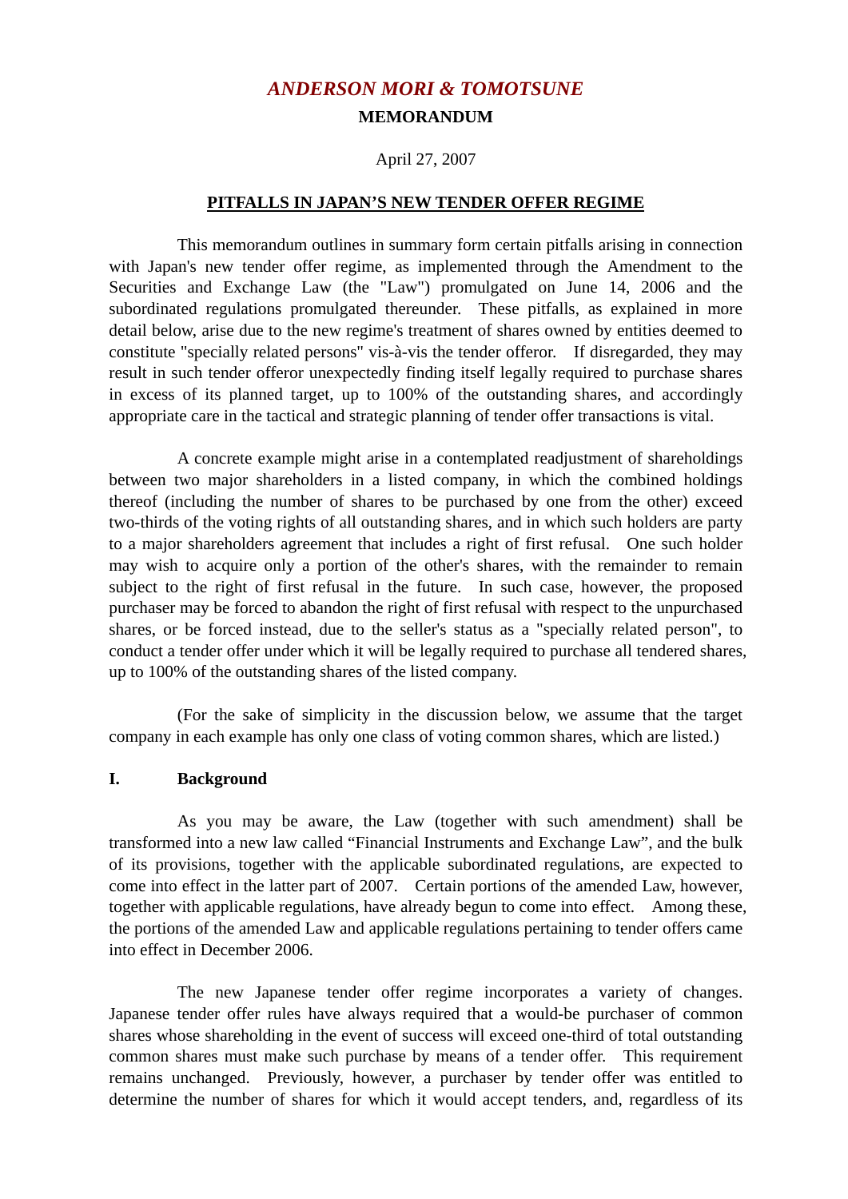# *ANDERSON MORI & TOMOTSUNE*

**MEMORANDUM**

April 27, 2007

**<u>PITFALLS IN JAPAN'S NEW TENDER OFFER REGIME</u>**

This memorandum outlines in summary form certain pitfalls arising in connection with Japan's new tender offer regime, as implemented through the Amendment to the Securities and Exchange Law (the "Law") promulgated on June 14, 2006 and the subordinated regulations promulgated thereunder. These pitfalls, as explained in more detail below, arise due to the new regime's treatment of shares owned by entities deemed to constitute "specially related persons" vis-à-vis the tender offeror. If disregarded, they may result in such tender offeror unexpectedly finding itself legally required to purchase shares in excess of its planned target, up to 100% of the outstanding shares, and accordingly appropriate care in the tactical and strategic planning of tender offer transactions is vital.

A concrete example might arise in a contemplated readjustment of shareholdings between two major shareholders in a listed company, in which the combined holdings thereof (including the number of shares to be purchased by one from the other) exceed two-thirds of the voting rights of all outstanding shares, and in which such holders are party to a major shareholders agreement that includes a right of first refusal. One such holder may wish to acquire only a portion of the other's shares, with the remainder to remain subject to the right of first refusal in the future. In such case, however, the proposed purchaser may be forced to abandon the right of first refusal with respect to the unpurchased shares, or be forced instead, due to the seller's status as a "specially related person", to conduct a tender offer under which it will be legally required to purchase all tendered shares, up to 100% of the outstanding shares of the listed company.

(For the sake of simplicity in the discussion below, we assume that the target company in each example has only one class of voting common shares, which are listed.)

## I. Background

As you may be aware, the Law (together with such amendment) shall be transformed into a new law called "Financial Instruments and Exchange Law", and the bulk of its provisions, together with the applicable subordinated regulations, are expected to come into effect in the latter part of 2007. Certain portions of the amended Law, however, together with applicable regulations, have already begun to come into effect. Among these, the portions of the amended Law and applicable regulations pertaining to tender offers came into effect in December 2006.

The new Japanese tender offer regime incorporates a variety of changes. Japanese tender offer rules have always required that a would-be purchaser of common shares whose shareholding in the event of success will exceed one-third of total outstanding common shares must make such purchase by means of a tender offer. This requirement remains unchanged. Previously, however, a purchaser by tender offer was entitled to determine the number of shares for which it would accept tenders, and, regardless of its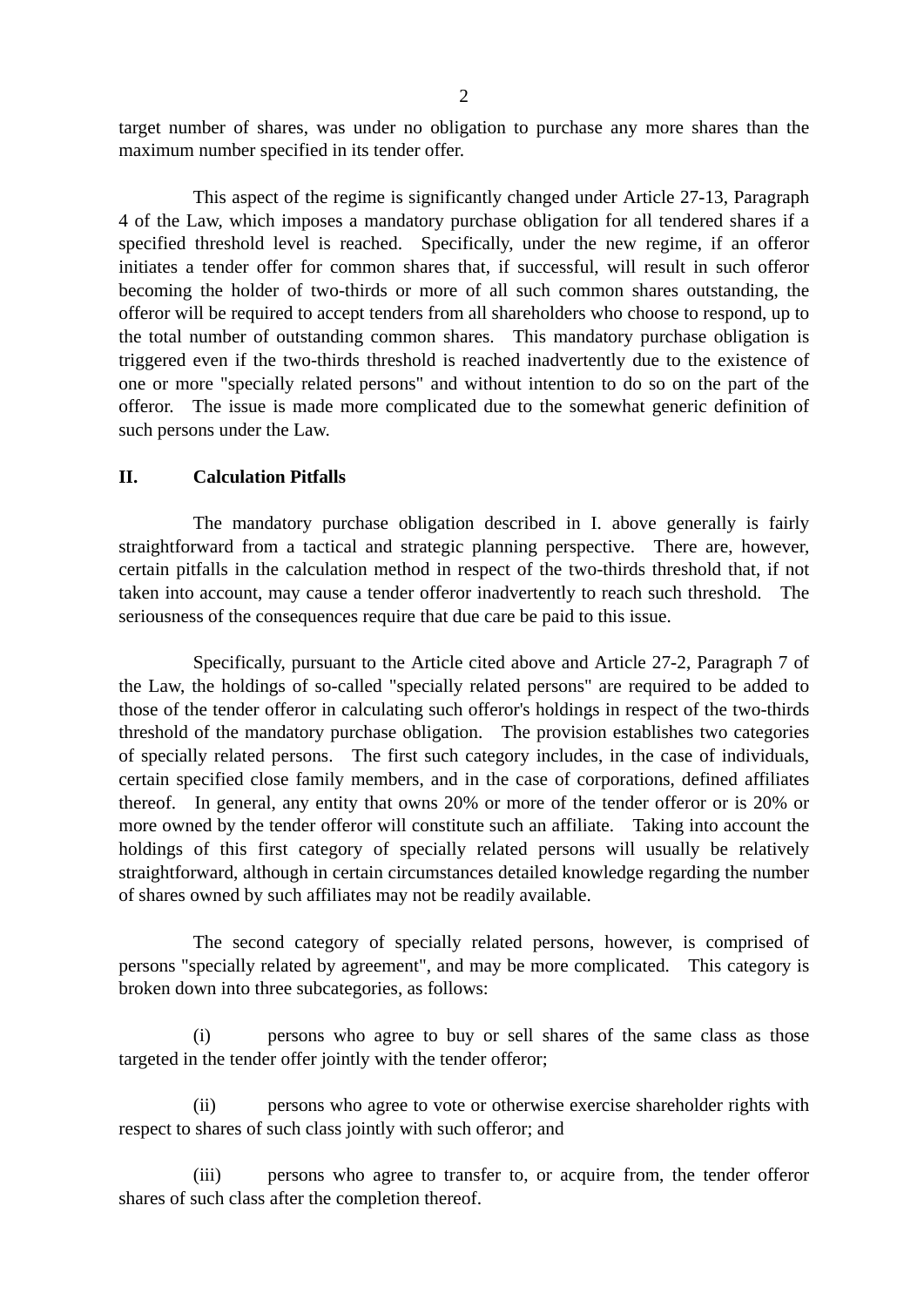target number of shares, was under no obligation to purchase any more shares than the maximum number specified in its tender offer.

This aspect of the regime is significantly changed under Article 27-13, Paragraph 4 of the Law, which imposes a mandatory purchase obligation for all tendered shares if a specified threshold level is reached. Specifically, under the new regime, if an offeror initiates a tender offer for common shares that, if successful, will result in such offeror becoming the holder of two-thirds or more of all such common shares outstanding, the offeror will be required to accept tenders from all shareholders who choose to respond, up to the total number of outstanding common shares. This mandatory purchase obligation is triggered even if the two-thirds threshold is reached inadvertently due to the existence of one or more "specially related persons" and without intention to do so on the part of the offeror. The issue is made more complicated due to the somewhat generic definition of such persons under the Law.

## II. Calculation Pitfalls

The mandatory purchase obligation described in I. above generally is fairly straightforward from a tactical and strategic planning perspective. There are, however, certain pitfalls in the calculation method in respect of the two-thirds threshold that, if not taken into account, may cause a tender offeror inadvertently to reach such threshold. The seriousness of the consequences require that due care be paid to this issue.

Specifically, pursuant to the Article cited above and Article 27-2, Paragraph 7 of the Law, the holdings of so-called "specially related persons" are required to be added to those of the tender offeror in calculating such offeror's holdings in respect of the two-thirds threshold of the mandatory purchase obligation. The provision establishes two categories of specially related persons. The first such category includes, in the case of individuals, certain specified close family members, and in the case of corporations, defined affiliates thereof. In general, any entity that owns 20% or more of the tender offeror or is 20% or more owned by the tender offeror will constitute such an affiliate. Taking into account the holdings of this first category of specially related persons will usually be relatively straightforward, although in certain circumstances detailed knowledge regarding the number of shares owned by such affiliates may not be readily available.

The second category of specially related persons, however, is comprised of persons "specially related by agreement", and may be more complicated. This category is broken down into three subcategories, as follows:

(i) persons who agree to buy or sell shares of the same class as those targeted in the tender offer jointly with the tender offeror;

(ii) persons who agree to vote or otherwise exercise shareholder rights with respect to shares of such class jointly with such offeror; and

(iii) persons who agree to transfer to, or acquire from, the tender offeror shares of such class after the completion thereof.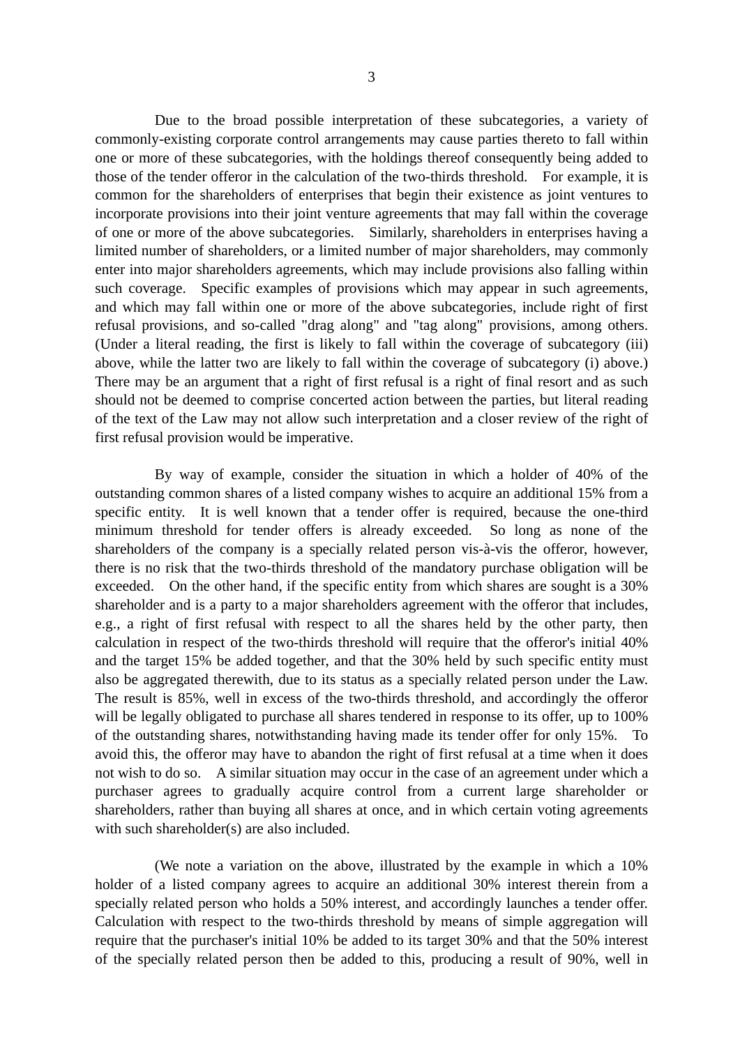Due to the broad possible interpretation of these subcategories, a variety of commonly-existing corporate control arrangements may cause parties thereto to fall within one or more of these subcategories, with the holdings thereof consequently being added to those of the tender offeror in the calculation of the two-thirds threshold. For example, it is common for the shareholders of enterprises that begin their existence as joint ventures to incorporate provisions into their joint venture agreements that may fall within the coverage of one or more of the above subcategories. Similarly, shareholders in enterprises having a limited number of shareholders, or a limited number of major shareholders, may commonly enter into major shareholders agreements, which may include provisions also falling within such coverage. Specific examples of provisions which may appear in such agreements, and which may fall within one or more of the above subcategories, include right of first refusal provisions, and so-called "drag along" and "tag along" provisions, among others. (Under a literal reading, the first is likely to fall within the coverage of subcategory (iii) above, while the latter two are likely to fall within the coverage of subcategory (i) above.) There may be an argument that a right of first refusal is a right of final resort and as such should not be deemed to comprise concerted action between the parties, but literal reading of the text of the Law may not allow such interpretation and a closer review of the right of first refusal provision would be imperative.

By way of example, consider the situation in which a holder of 40% of the outstanding common shares of a listed company wishes to acquire an additional 15% from a specific entity. It is well known that a tender offer is required, because the one-third minimum threshold for tender offers is already exceeded. So long as none of the shareholders of the company is a specially related person vis-à-vis the offeror, however, there is no risk that the two-thirds threshold of the mandatory purchase obligation will be exceeded. On the other hand, if the specific entity from which shares are sought is a 30% shareholder and is a party to a major shareholders agreement with the offeror that includes, e.g., a right of first refusal with respect to all the shares held by the other party, then calculation in respect of the two-thirds threshold will require that the offeror's initial 40% and the target 15% be added together, and that the 30% held by such specific entity must also be aggregated therewith, due to its status as a specially related person under the Law. The result is 85%, well in excess of the two-thirds threshold, and accordingly the offeror will be legally obligated to purchase all shares tendered in response to its offer, up to 100% of the outstanding shares, notwithstanding having made its tender offer for only 15%. To avoid this, the offeror may have to abandon the right of first refusal at a time when it does not wish to do so. A similar situation may occur in the case of an agreement under which a purchaser agrees to gradually acquire control from a current large shareholder or shareholders, rather than buying all shares at once, and in which certain voting agreements with such shareholder(s) are also included.

(We note a variation on the above, illustrated by the example in which a 10% holder of a listed company agrees to acquire an additional 30% interest therein from a specially related person who holds a 50% interest, and accordingly launches a tender offer. Calculation with respect to the two-thirds threshold by means of simple aggregation will require that the purchaser's initial 10% be added to its target 30% and that the 50% interest of the specially related person then be added to this, producing a result of 90%, well in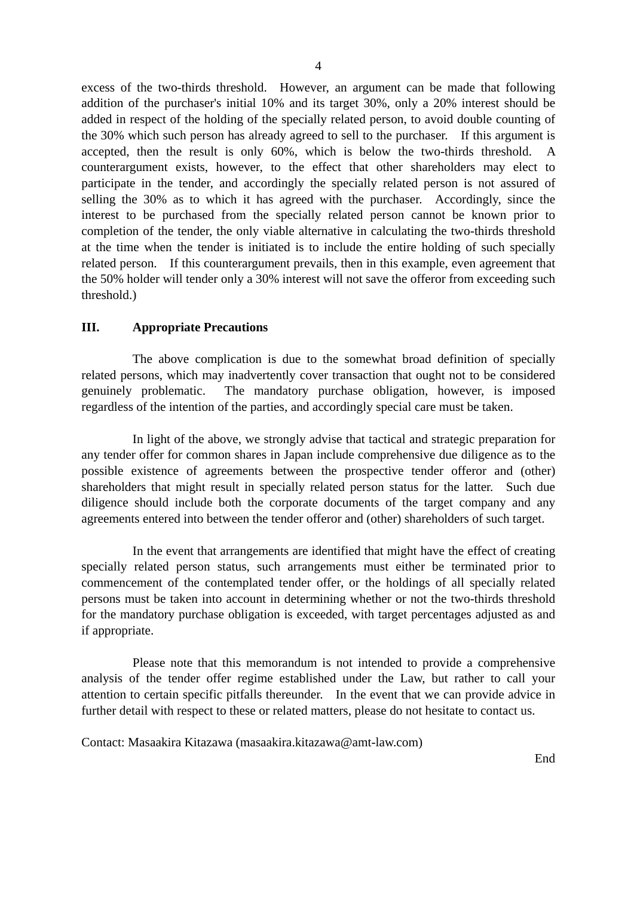excess of the two-thirds threshold. However, an argument can be made that following addition of the purchaser's initial 10% and its target 30%, only a 20% interest should be added in respect of the holding of the specially related person, to avoid double counting of the 30% which such person has already agreed to sell to the purchaser. If this argument is accepted, then the result is only 60%, which is below the two-thirds threshold. A counterargument exists, however, to the effect that other shareholders may elect to participate in the tender, and accordingly the specially related person is not assured of selling the 30% as to which it has agreed with the purchaser. Accordingly, since the interest to be purchased from the specially related person cannot be known prior to completion of the tender, the only viable alternative in calculating the two-thirds threshold at the time when the tender is initiated is to include the entire holding of such specially related person. If this counterargument prevails, then in this example, even agreement that the 50% holder will tender only a 30% interest will not save the offeror from exceeding such threshold.)

## III. Appropriate Precautions

The above complication is due to the somewhat broad definition of specially related persons, which may inadvertently cover transaction that ought not to be considered genuinely problematic. The mandatory purchase obligation, however, is imposed regardless of the intention of the parties, and accordingly special care must be taken.

In light of the above, we strongly advise that tactical and strategic preparation for any tender offer for common shares in Japan include comprehensive due diligence as to the possible existence of agreements between the prospective tender offeror and (other) shareholders that might result in specially related person status for the latter. Such due diligence should include both the corporate documents of the target company and any agreements entered into between the tender offeror and (other) shareholders of such target.

In the event that arrangements are identified that might have the effect of creating specially related person status, such arrangements must either be terminated prior to commencement of the contemplated tender offer, or the holdings of all specially related persons must be taken into account in determining whether or not the two-thirds threshold for the mandatory purchase obligation is exceeded, with target percentages adjusted as and if appropriate.

Please note that this memorandum is not intended to provide a comprehensive analysis of the tender offer regime established under the Law, but rather to call your attention to certain specific pitfalls thereunder. In the event that we can provide advice in further detail with respect to these or related matters, please do not hesitate to contact us.

Contact: Masaakira Kitazawa (masaakira.kitazawa@amt-law.com)

End